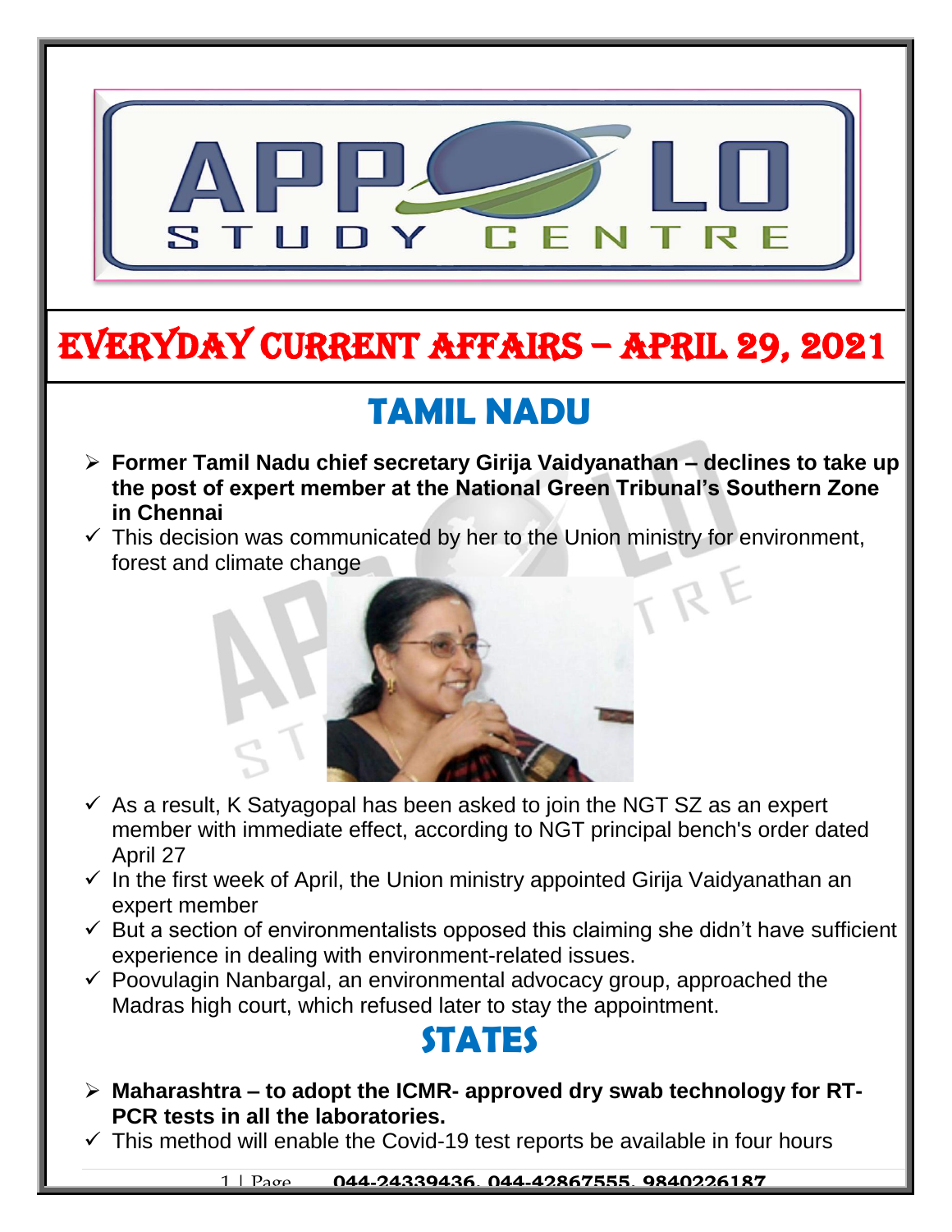# EVERYDAY CURRENT AFFAIRS – APRIL 29, 2021

## TAMIL NADU

- **Former Tamil Nadu chief secretary Girija Vaidyanathan – declines to take up the post of expert member at the National Green Tribunal's Southern Zone in Chennai**
  - ✓ This decision was communicated by her to the Union ministry for environment, forest and climate change
  - ✓ As a result, K Satyagopal has been asked to join the NGT SZ as an expert member with immediate effect, according to NGT principal bench's order dated April 27
  - ✓ In the first week of April, the Union ministry appointed Girija Vaidyanathan an expert member
  - ✓ But a section of environmentalists opposed this claiming she didn't have sufficient experience in dealing with environment-related issues.
  - ✓ Poovulagin Nanbargal, an environmental advocacy group, approached the Madras high court, which refused later to stay the appointment.

## STATES

- **Maharashtra – to adopt the ICMR- approved dry swab technology for RT-PCR tests in all the laboratories.**
  - ✓ This method will enable the Covid-19 test reports be available in four hours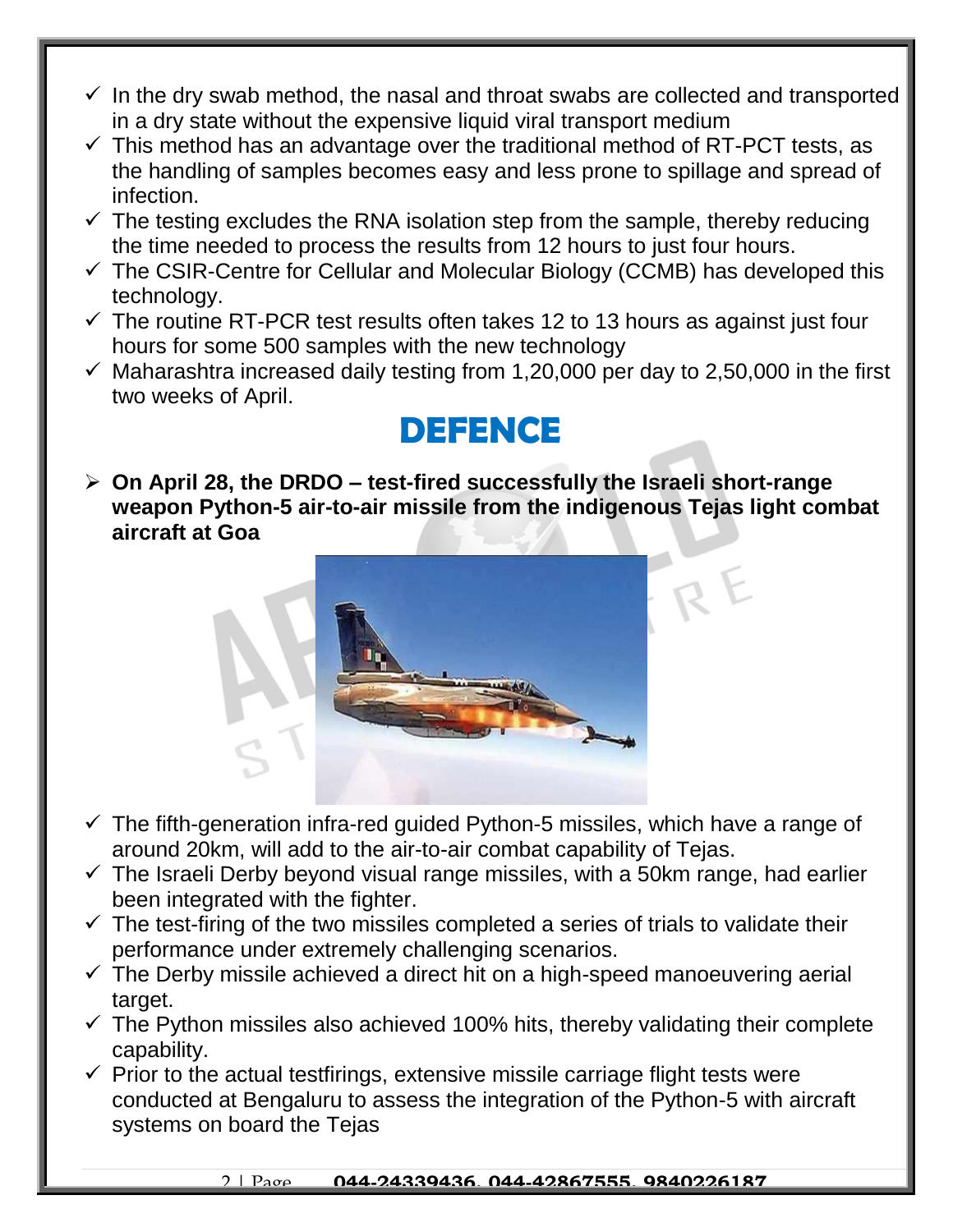- ✓ In the dry swab method, the nasal and throat swabs are collected and transported in a dry state without the expensive liquid viral transport medium
- ✓ This method has an advantage over the traditional method of RT-PCT tests, as the handling of samples becomes easy and less prone to spillage and spread of infection.
- ✓ The testing excludes the RNA isolation step from the sample, thereby reducing the time needed to process the results from 12 hours to just four hours.
- ✓ The CSIR-Centre for Cellular and Molecular Biology (CCMB) has developed this technology.
- ✓ The routine RT-PCR test results often takes 12 to 13 hours as against just four hours for some 500 samples with the new technology
- ✓ Maharashtra increased daily testing from 1,20,000 per day to 2,50,000 in the first two weeks of April.

# DEFENCE

- **On April 28, the DRDO – test-fired successfully the Israeli short-range weapon Python-5 air-to-air missile from the indigenous Tejas light combat aircraft at Goa**

- ✓ The fifth-generation infra-red guided Python-5 missiles, which have a range of around 20km, will add to the air-to-air combat capability of Tejas.
- ✓ The Israeli Derby beyond visual range missiles, with a 50km range, had earlier been integrated with the fighter.
- ✓ The test-firing of the two missiles completed a series of trials to validate their performance under extremely challenging scenarios.
- ✓ The Derby missile achieved a direct hit on a high-speed manoeuvering aerial target.
- ✓ The Python missiles also achieved 100% hits, thereby validating their complete capability.
- ✓ Prior to the actual testfirings, extensive missile carriage flight tests were conducted at Bengaluru to assess the integration of the Python-5 with aircraft systems on board the Tejas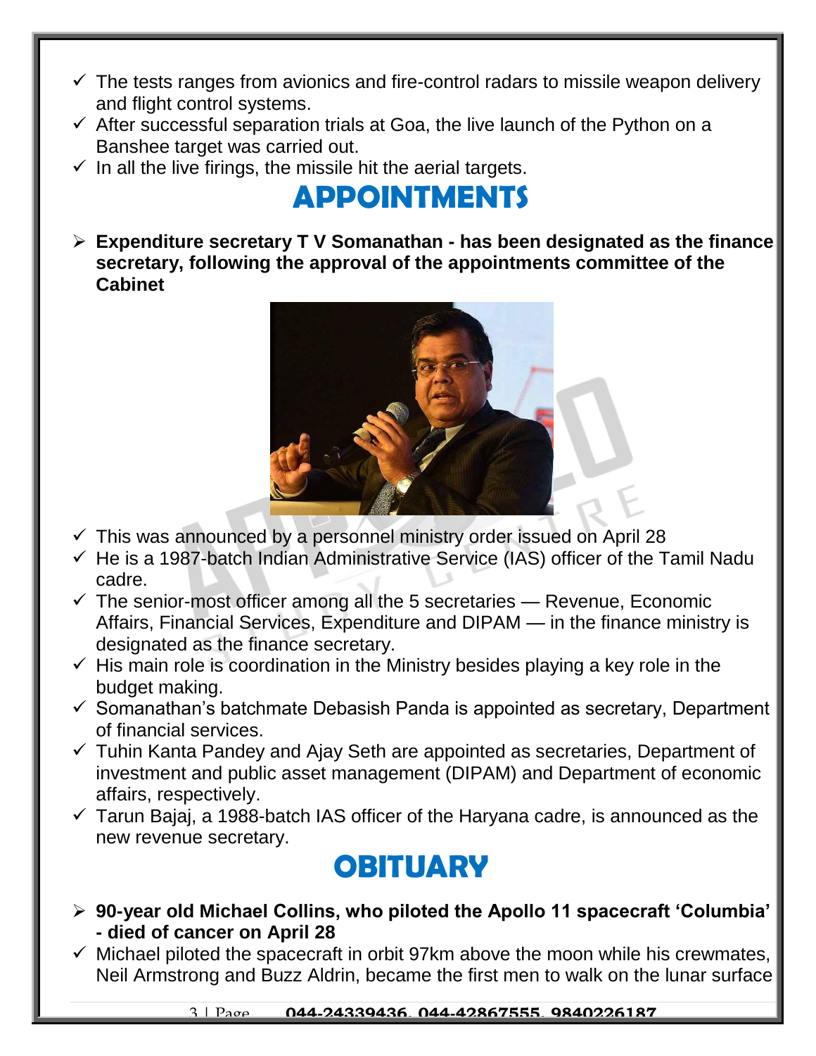- ✓ The tests ranges from avionics and fire-control radars to missile weapon delivery and flight control systems.
- ✓ After successful separation trials at Goa, the live launch of the Python on a Banshee target was carried out.
- ✓ In all the live firings, the missile hit the aerial targets.

# APPOINTMENTS

- ➢ **Expenditure secretary T V Somanathan - has been designated as the finance secretary, following the approval of the appointments committee of the Cabinet**

- ✓ This was announced by a personnel ministry order issued on April 28
- ✓ He is a 1987-batch Indian Administrative Service (IAS) officer of the Tamil Nadu cadre.
- ✓ The senior-most officer among all the 5 secretaries — Revenue, Economic Affairs, Financial Services, Expenditure and DIPAM — in the finance ministry is designated as the finance secretary.
- ✓ His main role is coordination in the Ministry besides playing a key role in the budget making.
- ✓ Somanathan's batchmate Debasish Panda is appointed as secretary, Department of financial services.
- ✓ Tuhin Kanta Pandey and Ajay Seth are appointed as secretaries, Department of investment and public asset management (DIPAM) and Department of economic affairs, respectively.
- ✓ Tarun Bajaj, a 1988-batch IAS officer of the Haryana cadre, is announced as the new revenue secretary.

# OBITUARY

- ➢ **90-year old Michael Collins, who piloted the Apollo 11 spacecraft 'Columbia' - died of cancer on April 28**
- ✓ Michael piloted the spacecraft in orbit 97km above the moon while his crewmates, Neil Armstrong and Buzz Aldrin, became the first men to walk on the lunar surface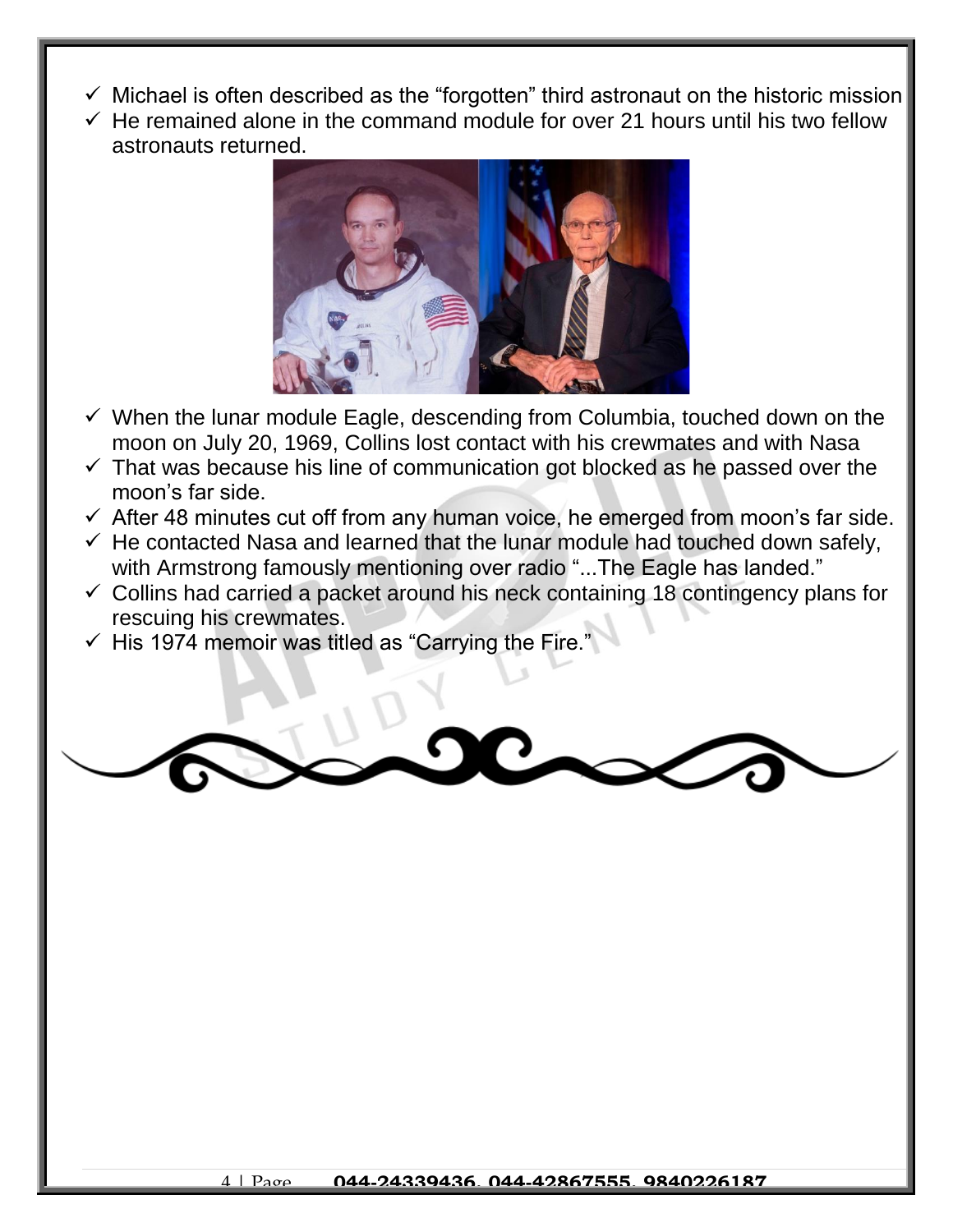- ✓ Michael is often described as the "forgotten" third astronaut on the historic mission
- ✓ He remained alone in the command module for over 21 hours until his two fellow astronauts returned.
- ✓ When the lunar module Eagle, descending from Columbia, touched down on the moon on July 20, 1969, Collins lost contact with his crewmates and with Nasa
- ✓ That was because his line of communication got blocked as he passed over the moon's far side.
- ✓ After 48 minutes cut off from any human voice, he emerged from moon's far side.
- ✓ He contacted Nasa and learned that the lunar module had touched down safely, with Armstrong famously mentioning over radio "...The Eagle has landed."
- ✓ Collins had carried a packet around his neck containing 18 contingency plans for rescuing his crewmates.
- ✓ His 1974 memoir was titled as "Carrying the Fire."